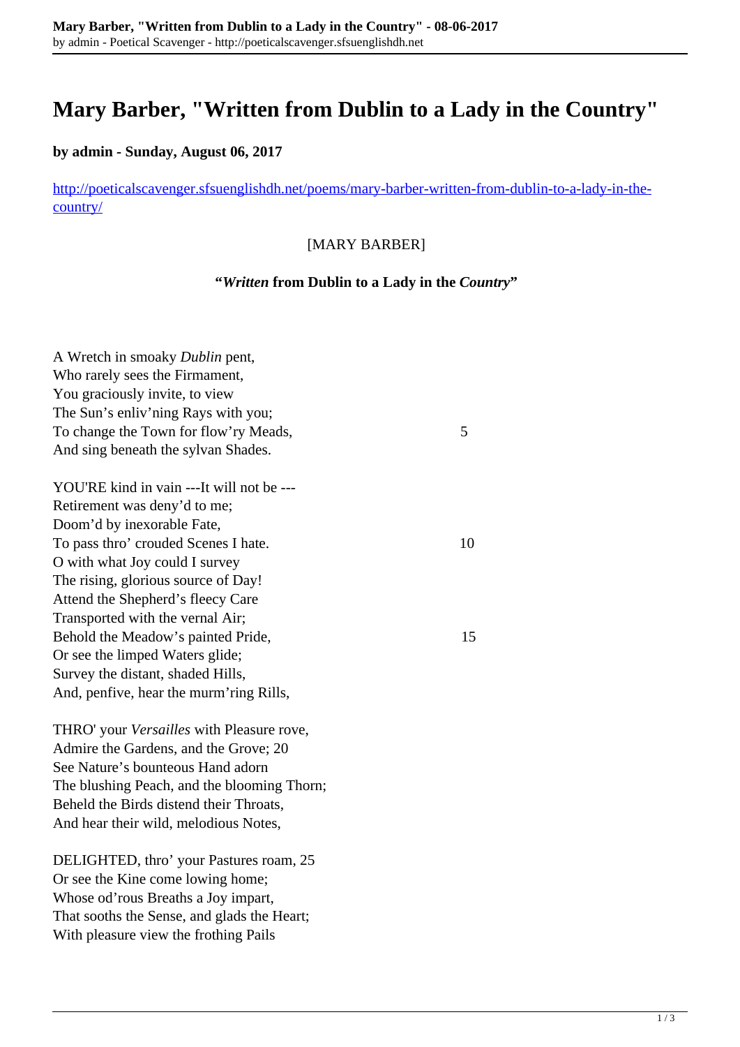# Mary Barber, "Written from Dublin to a Lady in the Country"

**by admin - Sunday, August 06, 2017**

http://poeticalscavenger.sfsuenglishdh.net/poems/mary-barber-written-from-dublin-to-a-lady-in-the-country/

[MARY BARBER]

**"*Written* from Dublin to a Lady in the *Country*"**

A Wretch in smoaky *Dublin* pent,  
Who rarely sees the Firmament,  
You graciously invite, to view  
The Sun's enliv'ning Rays with you;  
To change the Town for flow'ry Meads, 5  
And sing beneath the sylvan Shades.

YOU'RE kind in vain ---It will not be ---  
Retirement was deny'd to me;  
Doom'd by inexorable Fate,  
To pass thro' crouded Scenes I hate. 10  
O with what Joy could I survey  
The rising, glorious source of Day!  
Attend the Shepherd's fleecy Care  
Transported with the vernal Air;  
Behold the Meadow's painted Pride, 15  
Or see the limped Waters glide;  
Survey the distant, shaded Hills,  
And, penfive, hear the murm'ring Rills,

THRO' your *Versailles* with Pleasure rove,  
Admire the Gardens, and the Grove; 20  
See Nature's bounteous Hand adorn  
The blushing Peach, and the blooming Thorn;  
Beheld the Birds distend their Throats,  
And hear their wild, melodious Notes,

DELIGHTED, thro' your Pastures roam, 25  
Or see the Kine come lowing home;  
Whose od'rous Breaths a Joy impart,  
That sooths the Sense, and glads the Heart;  
With pleasure view the frothing Pails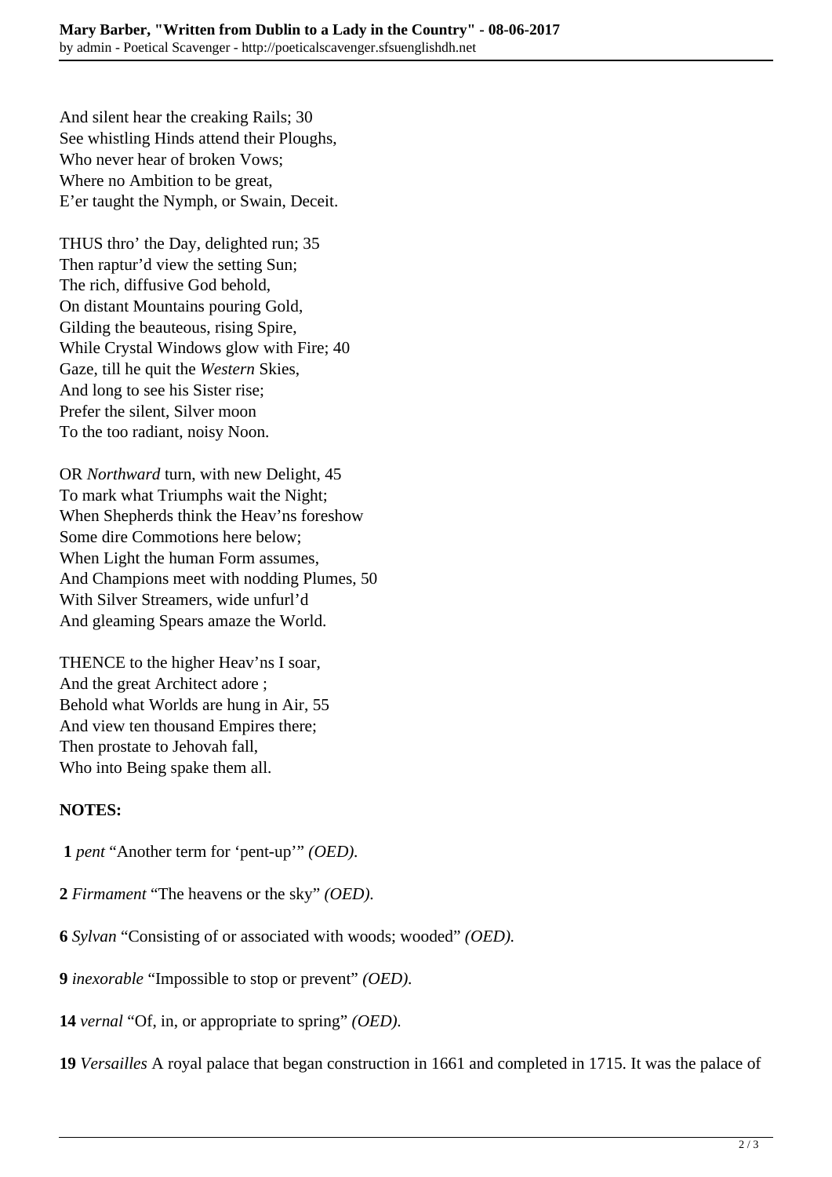And silent hear the creaking Rails; 30
See whistling Hinds attend their Ploughs,
Who never hear of broken Vows;
Where no Ambition to be great,
E'er taught the Nymph, or Swain, Deceit.

THUS thro' the Day, delighted run; 35
Then raptur'd view the setting Sun;
The rich, diffusive God behold,
On distant Mountains pouring Gold,
Gilding the beauteous, rising Spire,
While Crystal Windows glow with Fire; 40
Gaze, till he quit the *Western* Skies,
And long to see his Sister rise;
Prefer the silent, Silver moon
To the too radiant, noisy Noon.

OR *Northward* turn, with new Delight, 45
To mark what Triumphs wait the Night;
When Shepherds think the Heav'ns foreshow
Some dire Commotions here below;
When Light the human Form assumes,
And Champions meet with nodding Plumes, 50
With Silver Streamers, wide unfurl'd
And gleaming Spears amaze the World.

THENCE to the higher Heav'ns I soar,
And the great Architect adore ;
Behold what Worlds are hung in Air, 55
And view ten thousand Empires there;
Then prostate to Jehovah fall,
Who into Being spake them all.

**NOTES:**

**1** *pent* "Another term for 'pent-up'" *(OED).*

**2** *Firmament* "The heavens or the sky" *(OED).*

**6** *Sylvan* "Consisting of or associated with woods; wooded" *(OED).*

**9** *inexorable* "Impossible to stop or prevent" *(OED).*

**14** *vernal* "Of, in, or appropriate to spring" *(OED).*

**19** *Versailles* A royal palace that began construction in 1661 and completed in 1715. It was the palace of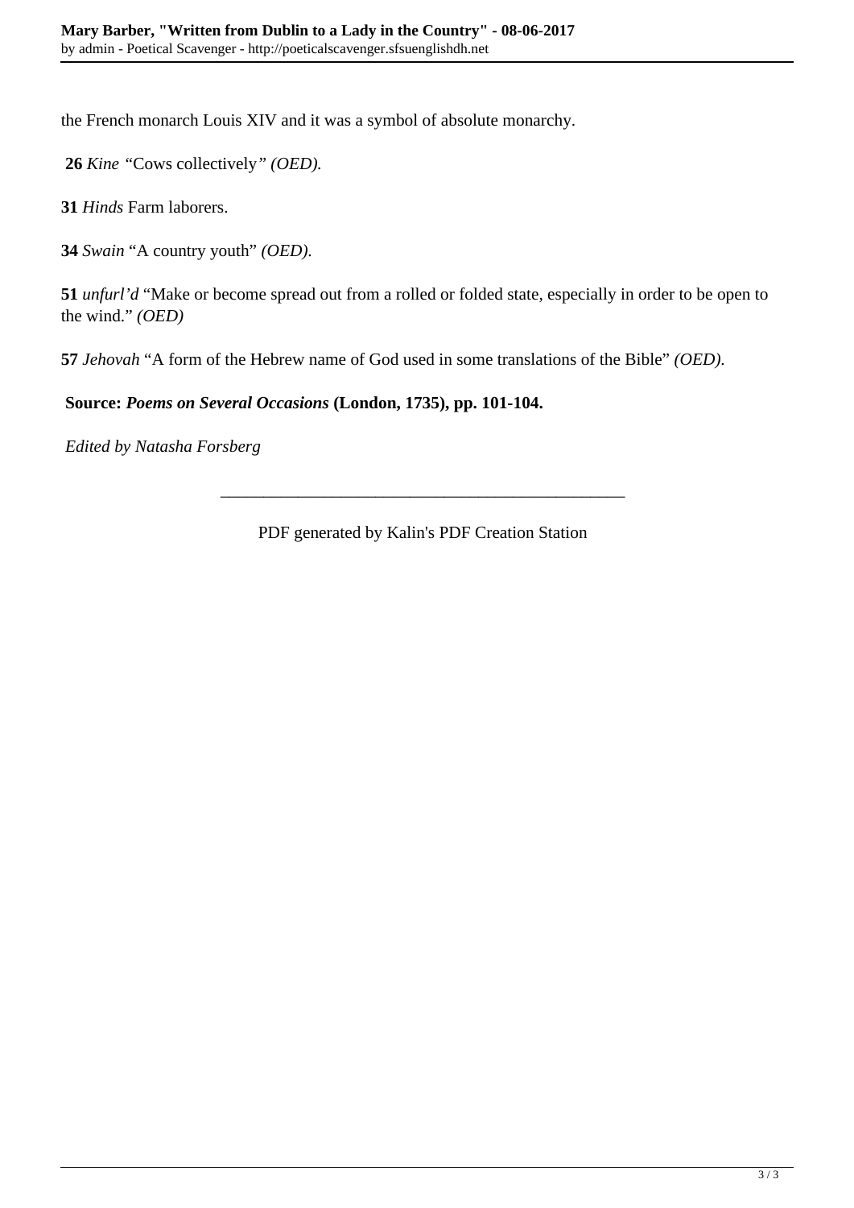the French monarch Louis XIV and it was a symbol of absolute monarchy.

**26** *Kine* "Cows collectively" *(OED).*

**31** *Hinds* Farm laborers.

**34** *Swain* "A country youth" *(OED).*

**51** *unfurl'd* "Make or become spread out from a rolled or folded state, especially in order to be open to the wind." *(OED)*

**57** *Jehovah* "A form of the Hebrew name of God used in some translations of the Bible" *(OED).*

**Source: *Poems on Several Occasions* (London, 1735), pp. 101-104.**

*Edited by Natasha Forsberg*

---

PDF generated by Kalin's PDF Creation Station